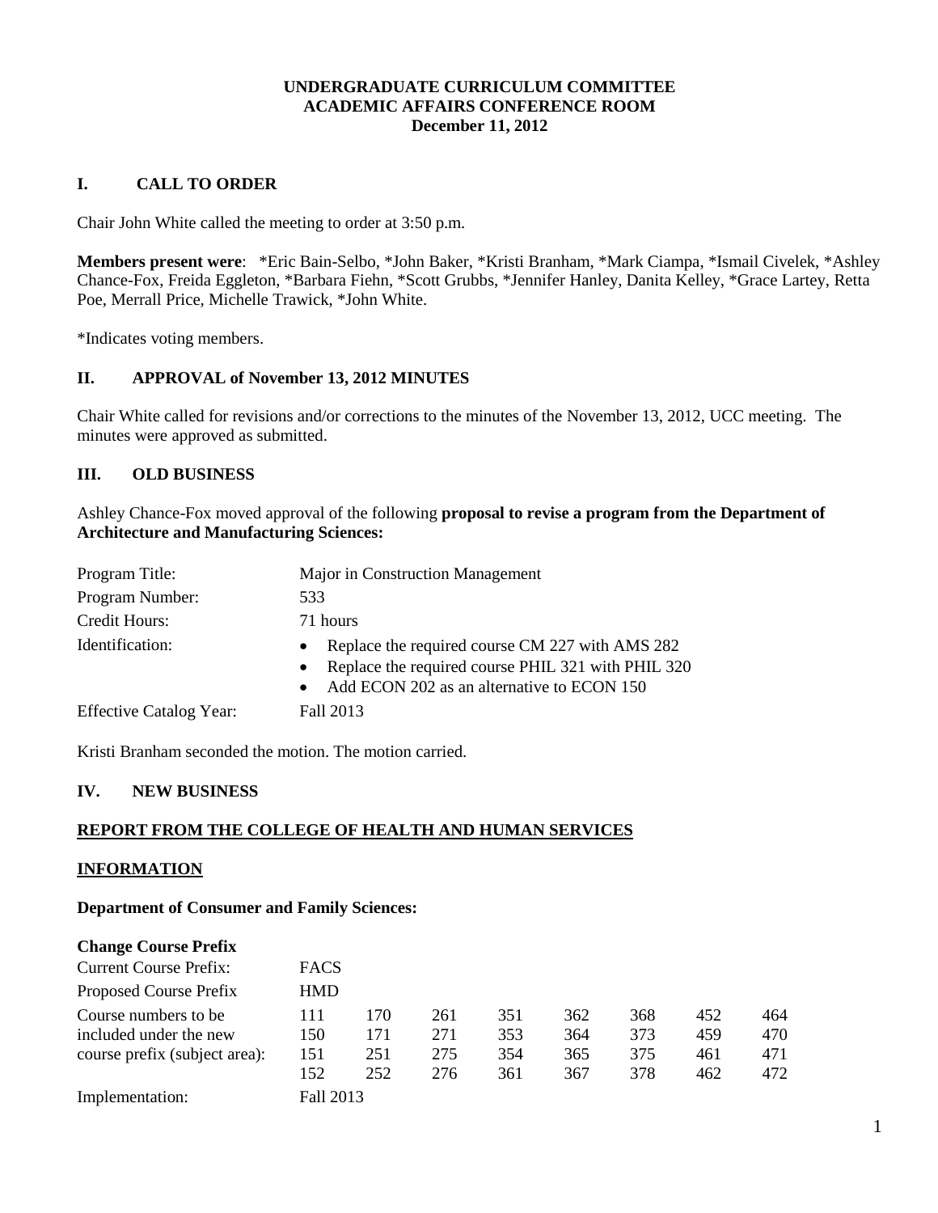**UNDERGRADUATE CURRICULUM COMMITTEE**
**ACADEMIC AFFAIRS CONFERENCE ROOM**
**December 11, 2012**

## I. CALL TO ORDER

Chair John White called the meeting to order at 3:50 p.m.

**Members present were**: *Eric Bain-Selbo, *John Baker, *Kristi Branham, *Mark Ciampa, *Ismail Civelek, *Ashley Chance-Fox, Freida Eggleton, *Barbara Fiehn, *Scott Grubbs, *Jennifer Hanley, Danita Kelley, *Grace Lartey, Retta Poe, Merrall Price, Michelle Trawick, *John White.

*Indicates voting members.

## II. APPROVAL of November 13, 2012 MINUTES

Chair White called for revisions and/or corrections to the minutes of the November 13, 2012, UCC meeting. The minutes were approved as submitted.

## III. OLD BUSINESS

Ashley Chance-Fox moved approval of the following **proposal to revise a program from the Department of Architecture and Manufacturing Sciences:**

| | |
|---|---|
| Program Title: | Major in Construction Management |
| Program Number: | 533 |
| Credit Hours: | 71 hours |
| Identification: | • Replace the required course CM 227 with AMS 282<br>• Replace the required course PHIL 321 with PHIL 320<br>• Add ECON 202 as an alternative to ECON 150 |
| Effective Catalog Year: | Fall 2013 |

Kristi Branham seconded the motion. The motion carried.

## IV. NEW BUSINESS

**REPORT FROM THE COLLEGE OF HEALTH AND HUMAN SERVICES**

**INFORMATION**

**Department of Consumer and Family Sciences:**

**Change Course Prefix**

| | | | | | | | | |
|---|---|---|---|---|---|---|---|---|
| Current Course Prefix: | FACS | | | | | | | |
| Proposed Course Prefix | HMD | | | | | | | |
| Course numbers to be included under the new course prefix (subject area): | 111 | 170 | 261 | 351 | 362 | 368 | 452 | 464 |
| | 150 | 171 | 271 | 353 | 364 | 373 | 459 | 470 |
| | 151 | 251 | 275 | 354 | 365 | 375 | 461 | 471 |
| | 152 | 252 | 276 | 361 | 367 | 378 | 462 | 472 |
| Implementation: | Fall 2013 | | | | | | | |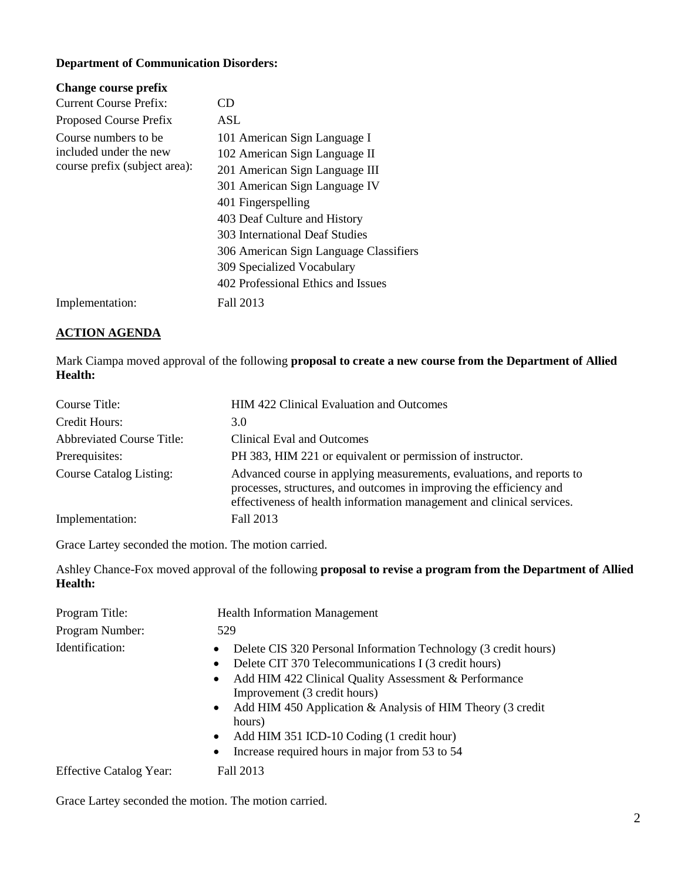**Department of Communication Disorders:**

**Change course prefix**

| | |
|---|---|
| Current Course Prefix: | CD |
| Proposed Course Prefix | ASL |
| Course numbers to be included under the new course prefix (subject area): | 101 American Sign Language I<br>102 American Sign Language II<br>201 American Sign Language III<br>301 American Sign Language IV<br>401 Fingerspelling<br>403 Deaf Culture and History<br>303 International Deaf Studies<br>306 American Sign Language Classifiers<br>309 Specialized Vocabulary<br>402 Professional Ethics and Issues |
| Implementation: | Fall 2013 |

## ACTION AGENDA

Mark Ciampa moved approval of the following **proposal to create a new course from the Department of Allied Health:**

| | |
|---|---|
| Course Title: | HIM 422 Clinical Evaluation and Outcomes |
| Credit Hours: | 3.0 |
| Abbreviated Course Title: | Clinical Eval and Outcomes |
| Prerequisites: | PH 383, HIM 221 or equivalent or permission of instructor. |
| Course Catalog Listing: | Advanced course in applying measurements, evaluations, and reports to processes, structures, and outcomes in improving the efficiency and effectiveness of health information management and clinical services. |
| Implementation: | Fall 2013 |

Grace Lartey seconded the motion. The motion carried.

Ashley Chance-Fox moved approval of the following **proposal to revise a program from the Department of Allied Health:**

| | |
|---|---|
| Program Title: | Health Information Management |
| Program Number: | 529 |
| Identification: | • Delete CIS 320 Personal Information Technology (3 credit hours)<br>• Delete CIT 370 Telecommunications I (3 credit hours)<br>• Add HIM 422 Clinical Quality Assessment & Performance Improvement (3 credit hours)<br>• Add HIM 450 Application & Analysis of HIM Theory (3 credit hours)<br>• Add HIM 351 ICD-10 Coding (1 credit hour)<br>• Increase required hours in major from 53 to 54 |
| Effective Catalog Year: | Fall 2013 |

Grace Lartey seconded the motion. The motion carried.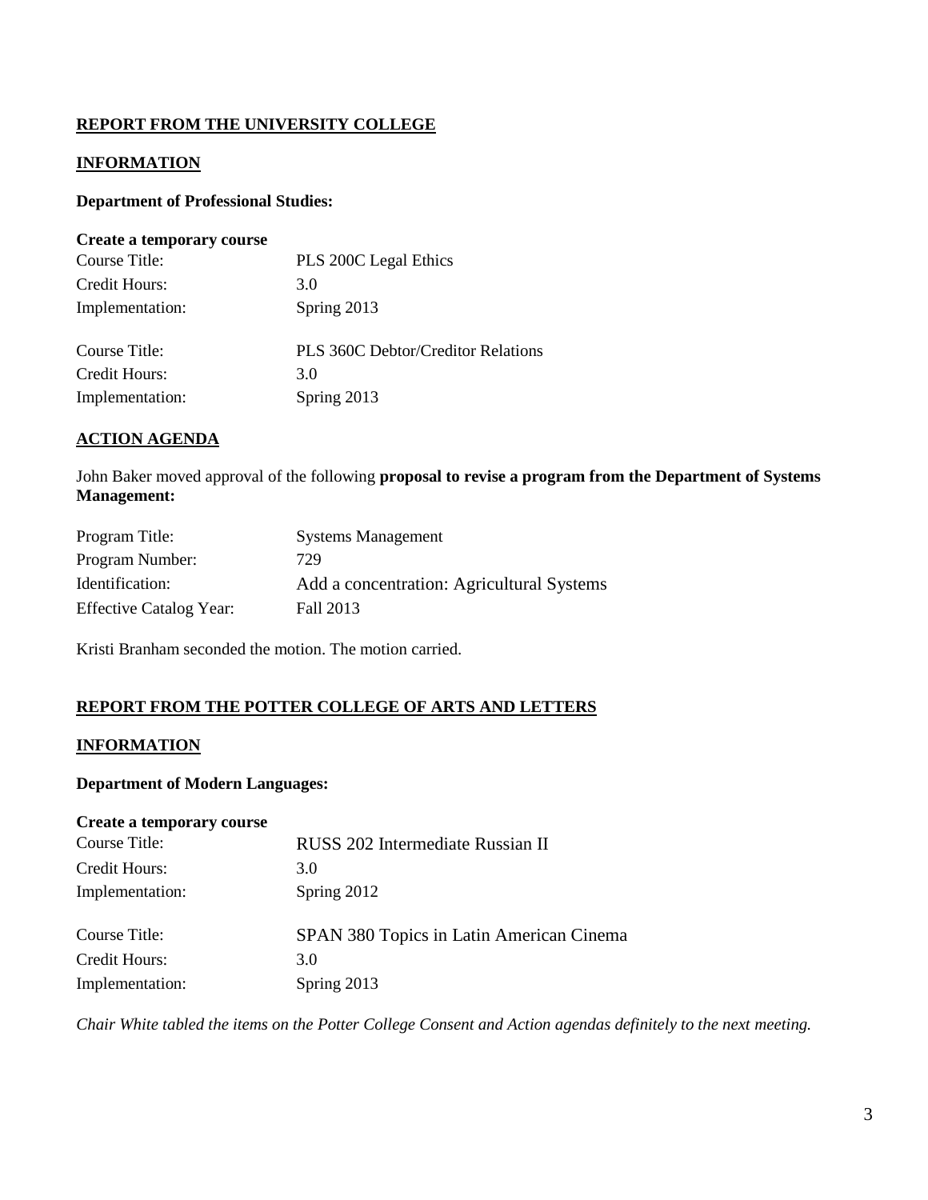## REPORT FROM THE UNIVERSITY COLLEGE

### INFORMATION

**Department of Professional Studies:**

**Create a temporary course**

| | |
|---|---|
| Course Title: | PLS 200C Legal Ethics |
| Credit Hours: | 3.0 |
| Implementation: | Spring 2013 |

| | |
|---|---|
| Course Title: | PLS 360C Debtor/Creditor Relations |
| Credit Hours: | 3.0 |
| Implementation: | Spring 2013 |

### ACTION AGENDA

John Baker moved approval of the following **proposal to revise a program from the Department of Systems Management:**

| | |
|---|---|
| Program Title: | Systems Management |
| Program Number: | 729 |
| Identification: | Add a concentration: Agricultural Systems |
| Effective Catalog Year: | Fall 2013 |

Kristi Branham seconded the motion. The motion carried.

## REPORT FROM THE POTTER COLLEGE OF ARTS AND LETTERS

### INFORMATION

**Department of Modern Languages:**

**Create a temporary course**

| | |
|---|---|
| Course Title: | RUSS 202 Intermediate Russian II |
| Credit Hours: | 3.0 |
| Implementation: | Spring 2012 |

| | |
|---|---|
| Course Title: | SPAN 380 Topics in Latin American Cinema |
| Credit Hours: | 3.0 |
| Implementation: | Spring 2013 |

*Chair White tabled the items on the Potter College Consent and Action agendas definitely to the next meeting.*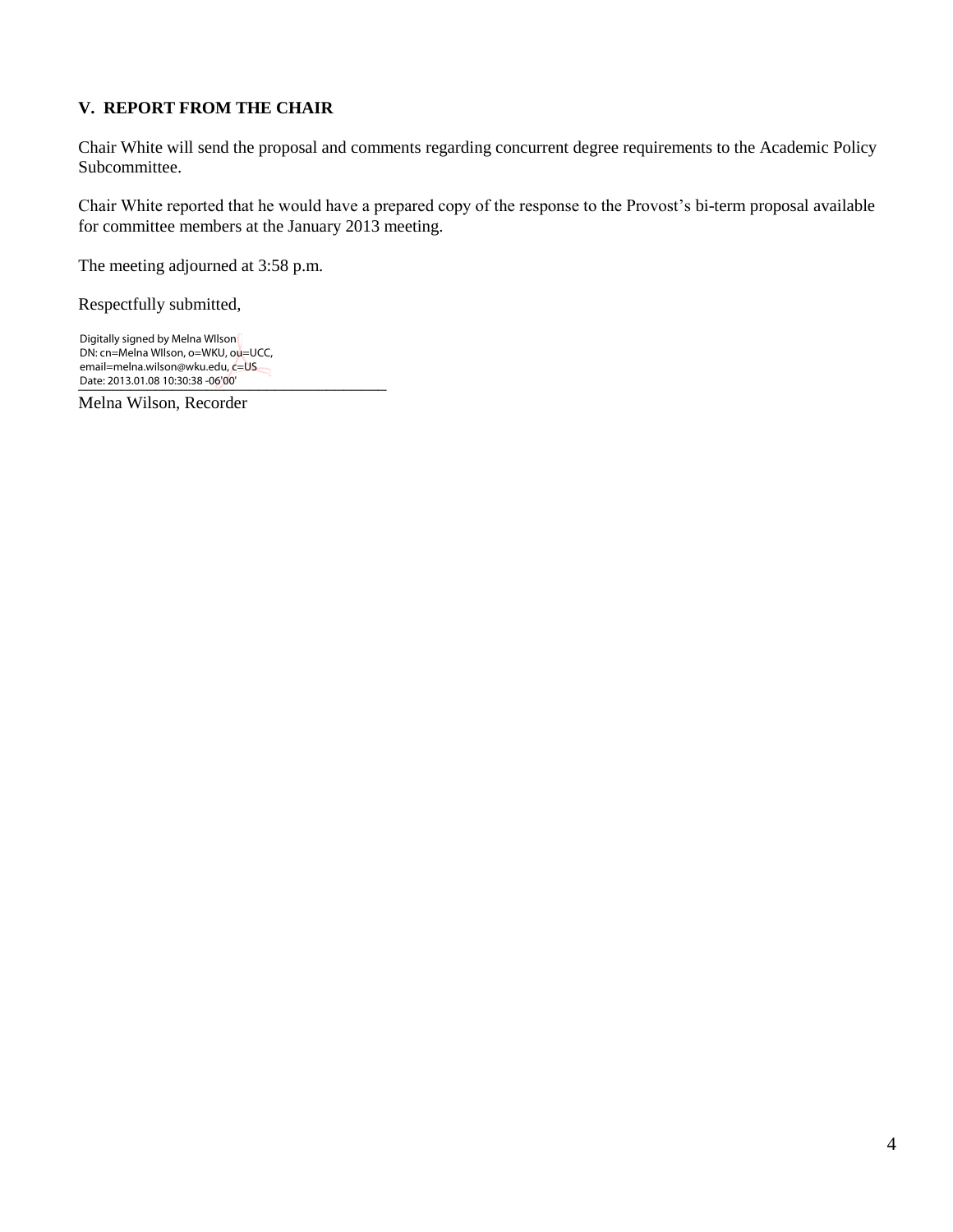## V. REPORT FROM THE CHAIR

Chair White will send the proposal and comments regarding concurrent degree requirements to the Academic Policy Subcommittee.

Chair White reported that he would have a prepared copy of the response to the Provost's bi-term proposal available for committee members at the January 2013 meeting.

The meeting adjourned at 3:58 p.m.

Respectfully submitted,

Digitally signed by Melna WIlson
DN: cn=Melna WIlson, o=WKU, ou=UCC,
email=melna.wilson@wku.edu, c=US
Date: 2013.01.08 10:30:38 -06'00'

Melna Wilson, Recorder